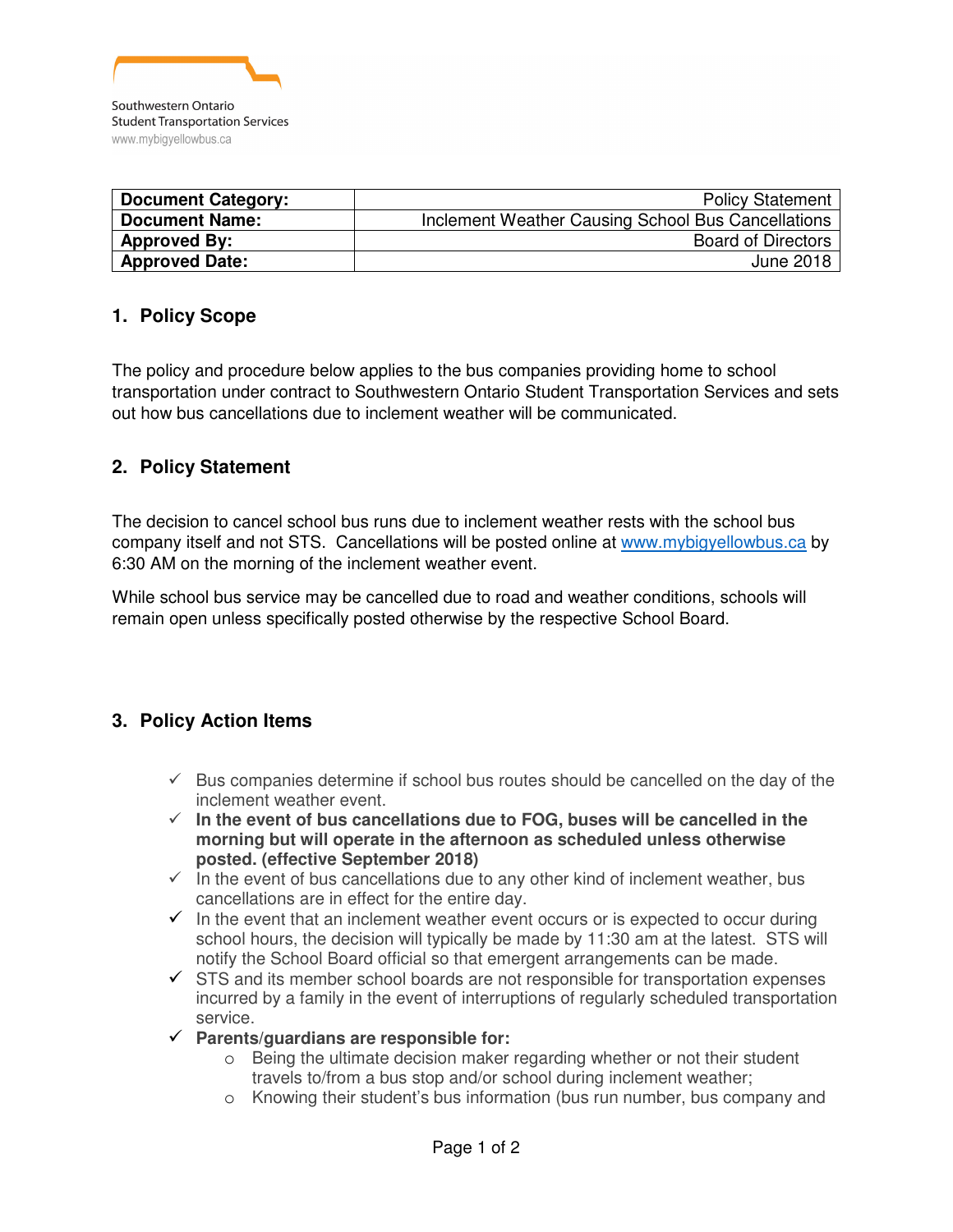Southwestern Ontario
Student Transportation Services
www.mybigyellowbus.ca

| **Document Category:** | Policy Statement |
| --- | --- |
| **Document Name:** | Inclement Weather Causing School Bus Cancellations |
| **Approved By:** | Board of Directors |
| **Approved Date:** | June 2018 |

## 1. Policy Scope

The policy and procedure below applies to the bus companies providing home to school transportation under contract to Southwestern Ontario Student Transportation Services and sets out how bus cancellations due to inclement weather will be communicated.

## 2. Policy Statement

The decision to cancel school bus runs due to inclement weather rests with the school bus company itself and not STS. Cancellations will be posted online at www.mybigyellowbus.ca by 6:30 AM on the morning of the inclement weather event.

While school bus service may be cancelled due to road and weather conditions, schools will remain open unless specifically posted otherwise by the respective School Board.

## 3. Policy Action Items

- ✓ Bus companies determine if school bus routes should be cancelled on the day of the inclement weather event.
- ✓ **In the event of bus cancellations due to FOG, buses will be cancelled in the morning but will operate in the afternoon as scheduled unless otherwise posted. (effective September 2018)**
- ✓ In the event of bus cancellations due to any other kind of inclement weather, bus cancellations are in effect for the entire day.
- ✓ In the event that an inclement weather event occurs or is expected to occur during school hours, the decision will typically be made by 11:30 am at the latest. STS will notify the School Board official so that emergent arrangements can be made.
- ✓ STS and its member school boards are not responsible for transportation expenses incurred by a family in the event of interruptions of regularly scheduled transportation service.
- ✓ **Parents/guardians are responsible for:**
  - Being the ultimate decision maker regarding whether or not their student travels to/from a bus stop and/or school during inclement weather;
  - Knowing their student's bus information (bus run number, bus company and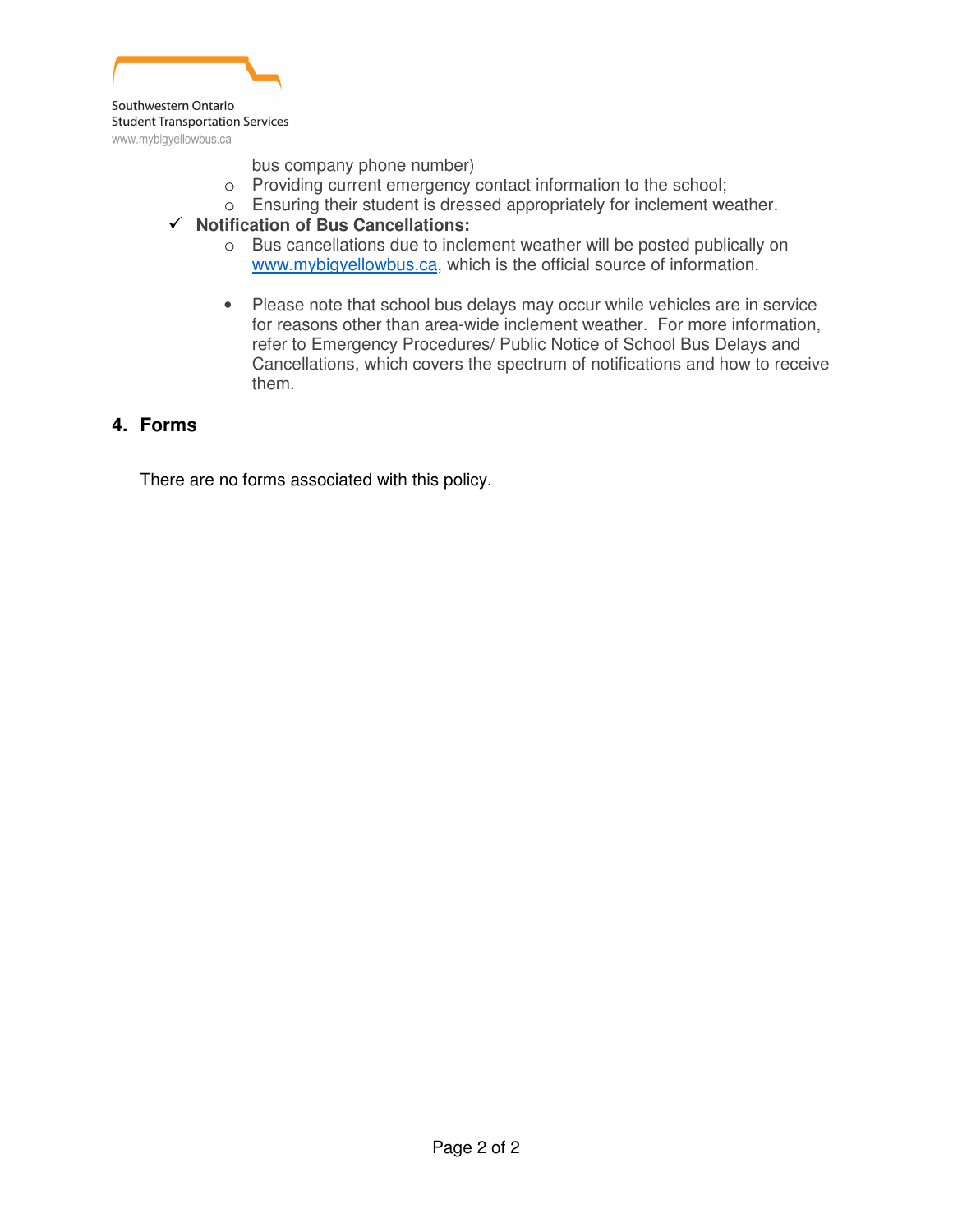bus company phone number)
    - Providing current emergency contact information to the school;
    - Ensuring their student is dressed appropriately for inclement weather.
- ✓ **Notification of Bus Cancellations:**
    - Bus cancellations due to inclement weather will be posted publically on [www.mybigyellowbus.ca](http://www.mybigyellowbus.ca), which is the official source of information.

    - Please note that school bus delays may occur while vehicles are in service for reasons other than area-wide inclement weather. For more information, refer to Emergency Procedures/ Public Notice of School Bus Delays and Cancellations, which covers the spectrum of notifications and how to receive them.

## 4. Forms

There are no forms associated with this policy.